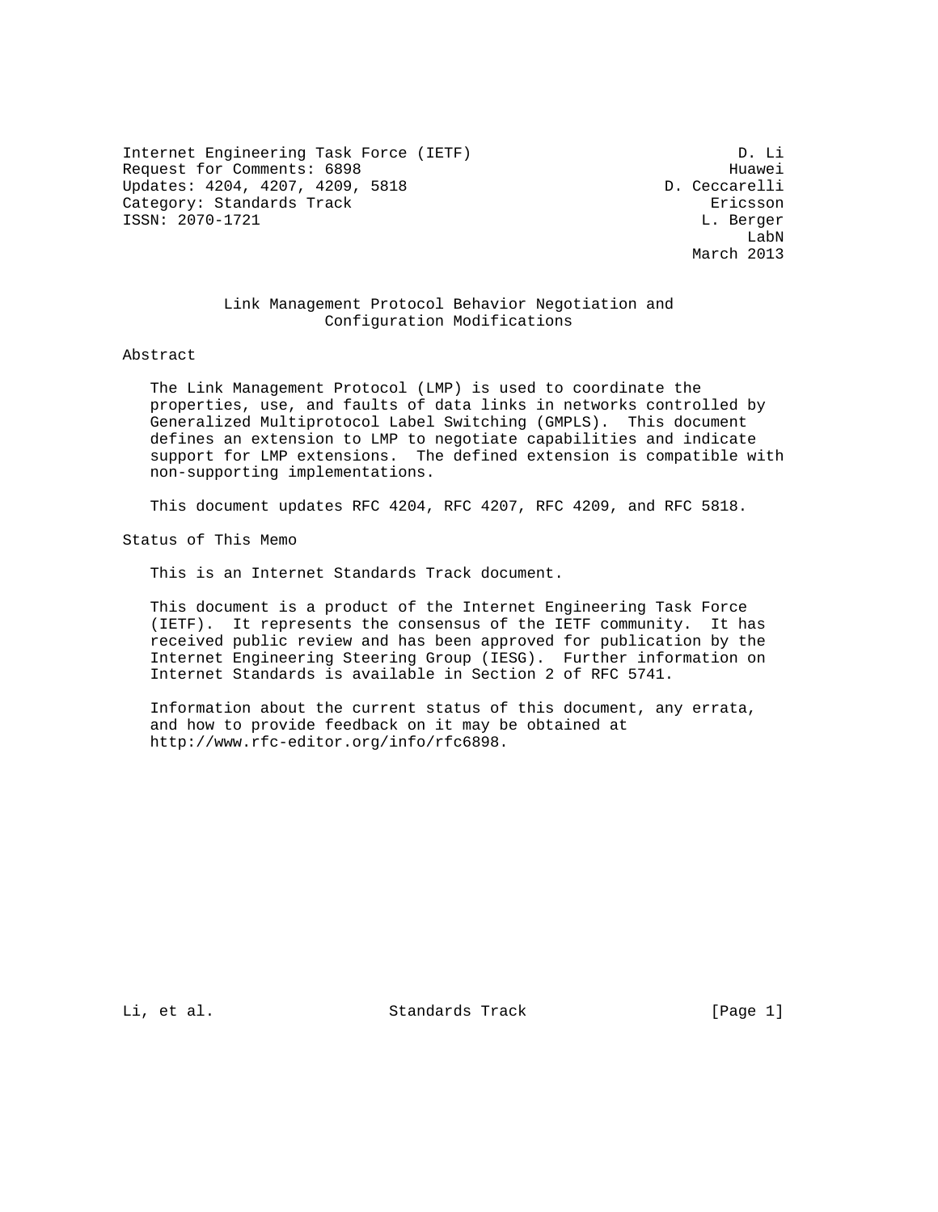Internet Engineering Task Force (IETF) D. Li
Request for Comments: 6898 Huawei
Updates: 4204, 4207, 4209, 5818 D. Ceccarelli
Category: Standards Track Ericsson
ISSN: 2070-1721 L. Berger
LabN
March 2013

# Link Management Protocol Behavior Negotiation and Configuration Modifications

## Abstract

The Link Management Protocol (LMP) is used to coordinate the properties, use, and faults of data links in networks controlled by Generalized Multiprotocol Label Switching (GMPLS). This document defines an extension to LMP to negotiate capabilities and indicate support for LMP extensions. The defined extension is compatible with non-supporting implementations.

This document updates RFC 4204, RFC 4207, RFC 4209, and RFC 5818.

## Status of This Memo

This is an Internet Standards Track document.

This document is a product of the Internet Engineering Task Force (IETF). It represents the consensus of the IETF community. It has received public review and has been approved for publication by the Internet Engineering Steering Group (IESG). Further information on Internet Standards is available in Section 2 of RFC 5741.

Information about the current status of this document, any errata, and how to provide feedback on it may be obtained at http://www.rfc-editor.org/info/rfc6898.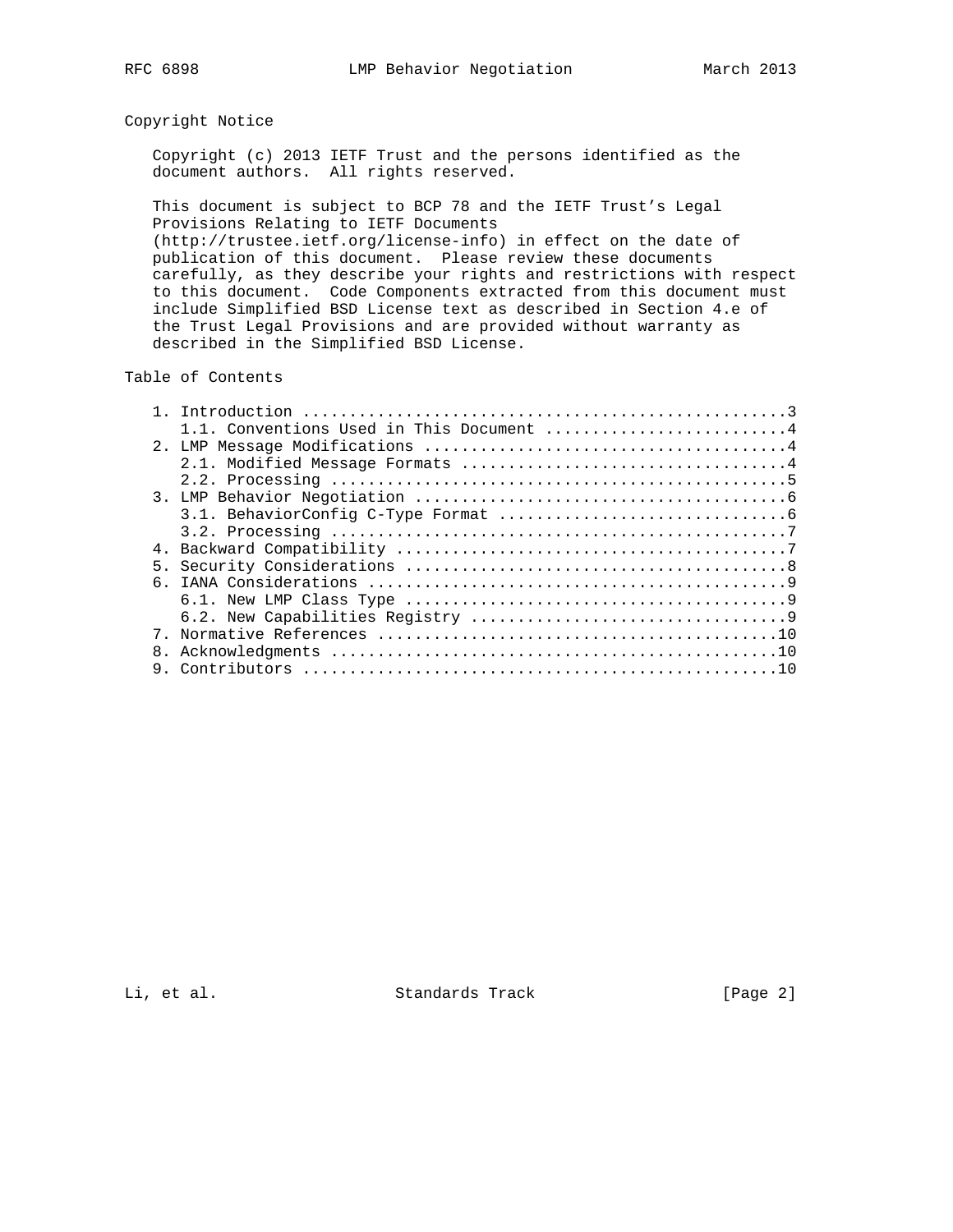## Copyright Notice

Copyright (c) 2013 IETF Trust and the persons identified as the document authors. All rights reserved.

This document is subject to BCP 78 and the IETF Trust's Legal Provisions Relating to IETF Documents (http://trustee.ietf.org/license-info) in effect on the date of publication of this document. Please review these documents carefully, as they describe your rights and restrictions with respect to this document. Code Components extracted from this document must include Simplified BSD License text as described in Section 4.e of the Trust Legal Provisions and are provided without warranty as described in the Simplified BSD License.

## Table of Contents

```
   1. Introduction ....................................................3
      1.1. Conventions Used in This Document ..........................4
   2. LMP Message Modifications .......................................4
      2.1. Modified Message Formats ...................................4
      2.2. Processing .................................................5
   3. LMP Behavior Negotiation ........................................6
      3.1. BehaviorConfig C-Type Format ...............................6
      3.2. Processing .................................................7
   4. Backward Compatibility ..........................................7
   5. Security Considerations .........................................8
   6. IANA Considerations .............................................9
      6.1. New LMP Class Type .........................................9
      6.2. New Capabilities Registry ..................................9
   7. Normative References ...........................................10
   8. Acknowledgments ................................................10
   9. Contributors ...................................................10
```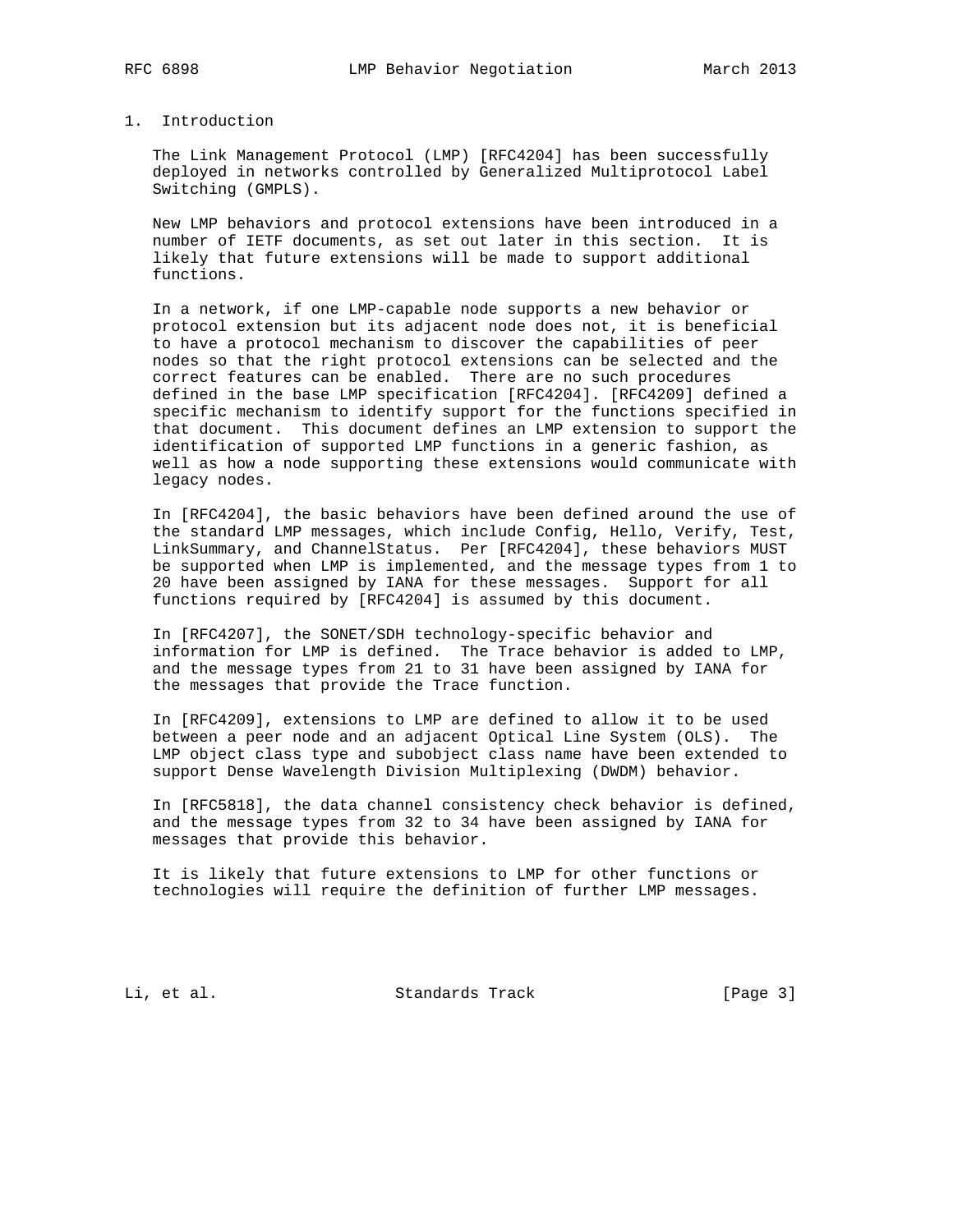# 1. Introduction

The Link Management Protocol (LMP) [RFC4204] has been successfully deployed in networks controlled by Generalized Multiprotocol Label Switching (GMPLS).

New LMP behaviors and protocol extensions have been introduced in a number of IETF documents, as set out later in this section. It is likely that future extensions will be made to support additional functions.

In a network, if one LMP-capable node supports a new behavior or protocol extension but its adjacent node does not, it is beneficial to have a protocol mechanism to discover the capabilities of peer nodes so that the right protocol extensions can be selected and the correct features can be enabled. There are no such procedures defined in the base LMP specification [RFC4204]. [RFC4209] defined a specific mechanism to identify support for the functions specified in that document. This document defines an LMP extension to support the identification of supported LMP functions in a generic fashion, as well as how a node supporting these extensions would communicate with legacy nodes.

In [RFC4204], the basic behaviors have been defined around the use of the standard LMP messages, which include Config, Hello, Verify, Test, LinkSummary, and ChannelStatus. Per [RFC4204], these behaviors MUST be supported when LMP is implemented, and the message types from 1 to 20 have been assigned by IANA for these messages. Support for all functions required by [RFC4204] is assumed by this document.

In [RFC4207], the SONET/SDH technology-specific behavior and information for LMP is defined. The Trace behavior is added to LMP, and the message types from 21 to 31 have been assigned by IANA for the messages that provide the Trace function.

In [RFC4209], extensions to LMP are defined to allow it to be used between a peer node and an adjacent Optical Line System (OLS). The LMP object class type and subobject class name have been extended to support Dense Wavelength Division Multiplexing (DWDM) behavior.

In [RFC5818], the data channel consistency check behavior is defined, and the message types from 32 to 34 have been assigned by IANA for messages that provide this behavior.

It is likely that future extensions to LMP for other functions or technologies will require the definition of further LMP messages.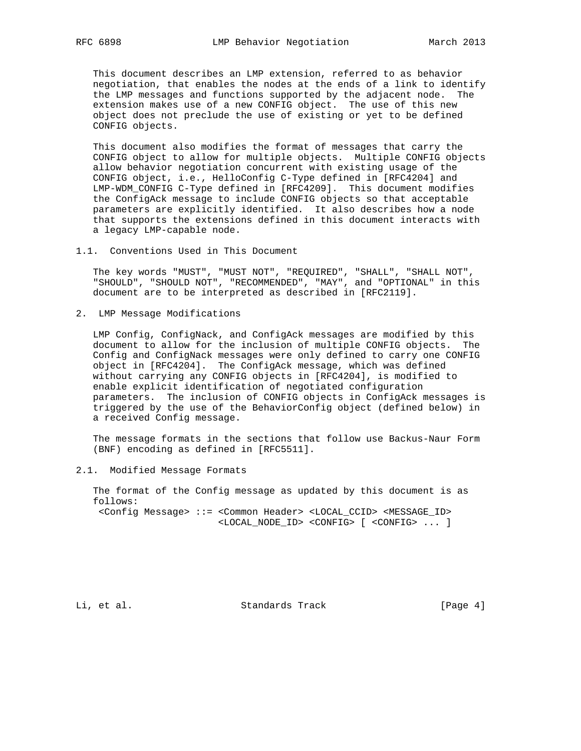This document describes an LMP extension, referred to as behavior negotiation, that enables the nodes at the ends of a link to identify the LMP messages and functions supported by the adjacent node. The extension makes use of a new CONFIG object. The use of this new object does not preclude the use of existing or yet to be defined CONFIG objects.

This document also modifies the format of messages that carry the CONFIG object to allow for multiple objects. Multiple CONFIG objects allow behavior negotiation concurrent with existing usage of the CONFIG object, i.e., HelloConfig C-Type defined in [RFC4204] and LMP-WDM_CONFIG C-Type defined in [RFC4209]. This document modifies the ConfigAck message to include CONFIG objects so that acceptable parameters are explicitly identified. It also describes how a node that supports the extensions defined in this document interacts with a legacy LMP-capable node.

### 1.1. Conventions Used in This Document

The key words "MUST", "MUST NOT", "REQUIRED", "SHALL", "SHALL NOT", "SHOULD", "SHOULD NOT", "RECOMMENDED", "MAY", and "OPTIONAL" in this document are to be interpreted as described in [RFC2119].

## 2. LMP Message Modifications

LMP Config, ConfigNack, and ConfigAck messages are modified by this document to allow for the inclusion of multiple CONFIG objects. The Config and ConfigNack messages were only defined to carry one CONFIG object in [RFC4204]. The ConfigAck message, which was defined without carrying any CONFIG objects in [RFC4204], is modified to enable explicit identification of negotiated configuration parameters. The inclusion of CONFIG objects in ConfigAck messages is triggered by the use of the BehaviorConfig object (defined below) in a received Config message.

The message formats in the sections that follow use Backus-Naur Form (BNF) encoding as defined in [RFC5511].

### 2.1. Modified Message Formats

The format of the Config message as updated by this document is as follows:

```
 <Config Message> ::= <Common Header> <LOCAL_CCID> <MESSAGE_ID>
                      <LOCAL_NODE_ID> <CONFIG> [ <CONFIG> ... ]
```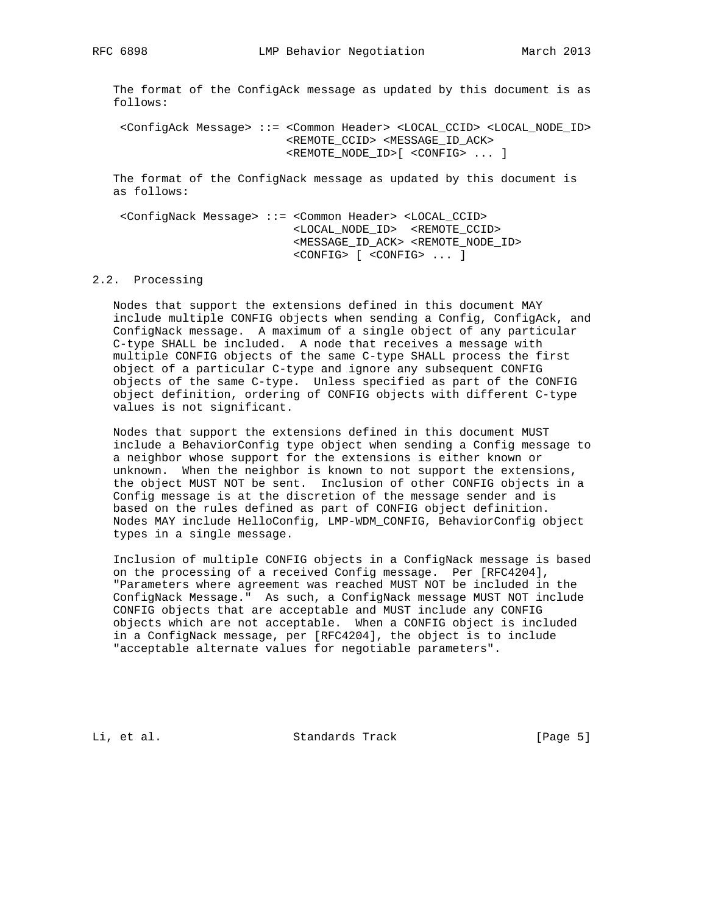The format of the ConfigAck message as updated by this document is as follows:

```
<ConfigAck Message> ::= <Common Header> <LOCAL_CCID> <LOCAL_NODE_ID>
                        <REMOTE_CCID> <MESSAGE_ID_ACK>
                        <REMOTE_NODE_ID>[ <CONFIG> ... ]
```

The format of the ConfigNack message as updated by this document is as follows:

```
<ConfigNack Message> ::= <Common Header> <LOCAL_CCID>
                         <LOCAL_NODE_ID>  <REMOTE_CCID>
                         <MESSAGE_ID_ACK> <REMOTE_NODE_ID>
                         <CONFIG> [ <CONFIG> ... ]
```

## 2.2. Processing

Nodes that support the extensions defined in this document MAY include multiple CONFIG objects when sending a Config, ConfigAck, and ConfigNack message. A maximum of a single object of any particular C-type SHALL be included. A node that receives a message with multiple CONFIG objects of the same C-type SHALL process the first object of a particular C-type and ignore any subsequent CONFIG objects of the same C-type. Unless specified as part of the CONFIG object definition, ordering of CONFIG objects with different C-type values is not significant.

Nodes that support the extensions defined in this document MUST include a BehaviorConfig type object when sending a Config message to a neighbor whose support for the extensions is either known or unknown. When the neighbor is known to not support the extensions, the object MUST NOT be sent. Inclusion of other CONFIG objects in a Config message is at the discretion of the message sender and is based on the rules defined as part of CONFIG object definition. Nodes MAY include HelloConfig, LMP-WDM_CONFIG, BehaviorConfig object types in a single message.

Inclusion of multiple CONFIG objects in a ConfigNack message is based on the processing of a received Config message. Per [RFC4204], "Parameters where agreement was reached MUST NOT be included in the ConfigNack Message." As such, a ConfigNack message MUST NOT include CONFIG objects that are acceptable and MUST include any CONFIG objects which are not acceptable. When a CONFIG object is included in a ConfigNack message, per [RFC4204], the object is to include "acceptable alternate values for negotiable parameters".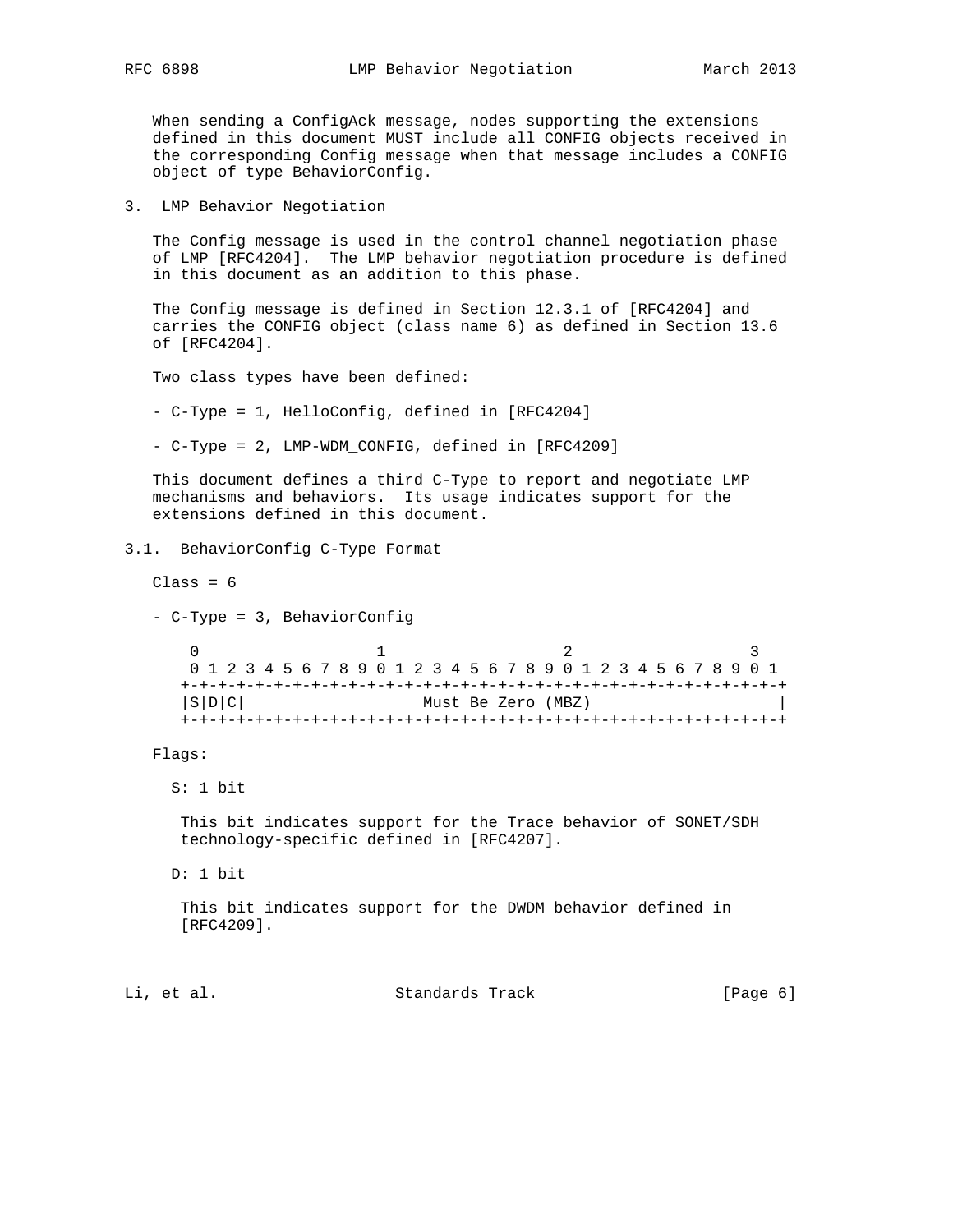When sending a ConfigAck message, nodes supporting the extensions defined in this document MUST include all CONFIG objects received in the corresponding Config message when that message includes a CONFIG object of type BehaviorConfig.

## 3. LMP Behavior Negotiation

The Config message is used in the control channel negotiation phase of LMP [RFC4204]. The LMP behavior negotiation procedure is defined in this document as an addition to this phase.

The Config message is defined in Section 12.3.1 of [RFC4204] and carries the CONFIG object (class name 6) as defined in Section 13.6 of [RFC4204].

Two class types have been defined:

- C-Type = 1, HelloConfig, defined in [RFC4204]

- C-Type = 2, LMP-WDM_CONFIG, defined in [RFC4209]

This document defines a third C-Type to report and negotiate LMP mechanisms and behaviors. Its usage indicates support for the extensions defined in this document.

### 3.1. BehaviorConfig C-Type Format

Class = 6

- C-Type = 3, BehaviorConfig

```
 0                   1                   2                   3
 0 1 2 3 4 5 6 7 8 9 0 1 2 3 4 5 6 7 8 9 0 1 2 3 4 5 6 7 8 9 0 1
+-+-+-+-+-+-+-+-+-+-+-+-+-+-+-+-+-+-+-+-+-+-+-+-+-+-+-+-+-+-+-+-+
|S|D|C|                  Must Be Zero (MBZ)                     |
+-+-+-+-+-+-+-+-+-+-+-+-+-+-+-+-+-+-+-+-+-+-+-+-+-+-+-+-+-+-+-+-+
```

Flags:

S: 1 bit

This bit indicates support for the Trace behavior of SONET/SDH technology-specific defined in [RFC4207].

D: 1 bit

This bit indicates support for the DWDM behavior defined in [RFC4209].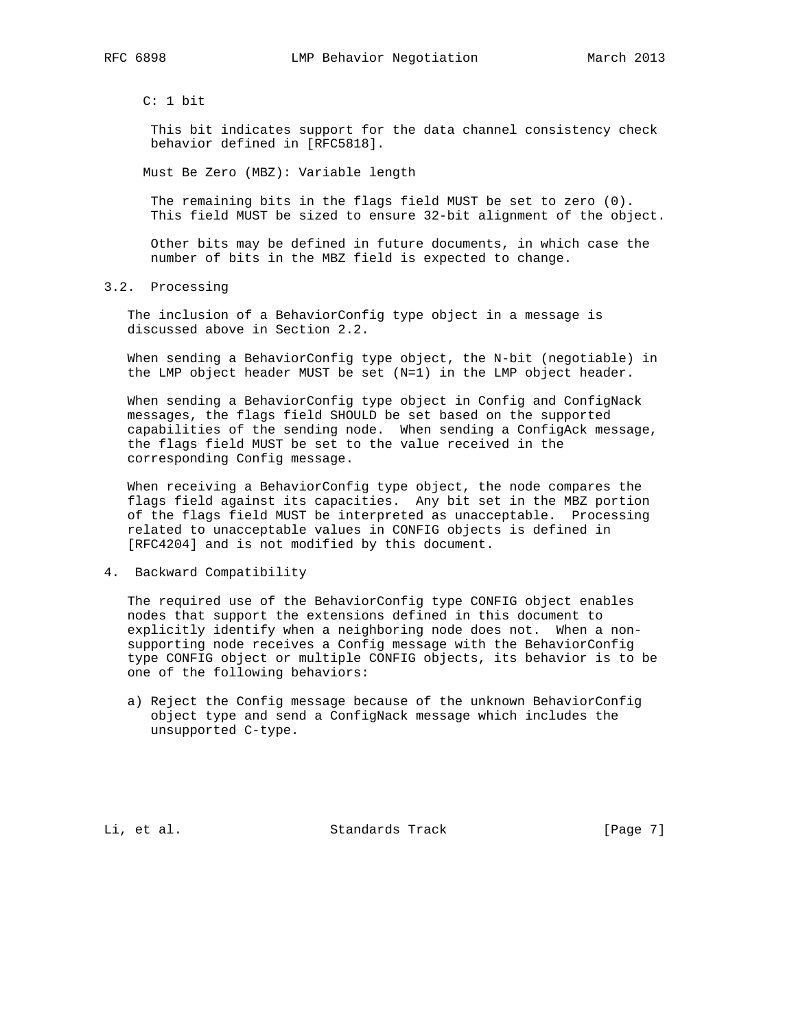C: 1 bit

This bit indicates support for the data channel consistency check behavior defined in [RFC5818].

Must Be Zero (MBZ): Variable length

The remaining bits in the flags field MUST be set to zero (0). This field MUST be sized to ensure 32-bit alignment of the object.

Other bits may be defined in future documents, in which case the number of bits in the MBZ field is expected to change.

### 3.2. Processing

The inclusion of a BehaviorConfig type object in a message is discussed above in Section 2.2.

When sending a BehaviorConfig type object, the N-bit (negotiable) in the LMP object header MUST be set (N=1) in the LMP object header.

When sending a BehaviorConfig type object in Config and ConfigNack messages, the flags field SHOULD be set based on the supported capabilities of the sending node. When sending a ConfigAck message, the flags field MUST be set to the value received in the corresponding Config message.

When receiving a BehaviorConfig type object, the node compares the flags field against its capacities. Any bit set in the MBZ portion of the flags field MUST be interpreted as unacceptable. Processing related to unacceptable values in CONFIG objects is defined in [RFC4204] and is not modified by this document.

## 4. Backward Compatibility

The required use of the BehaviorConfig type CONFIG object enables nodes that support the extensions defined in this document to explicitly identify when a neighboring node does not. When a non-supporting node receives a Config message with the BehaviorConfig type CONFIG object or multiple CONFIG objects, its behavior is to be one of the following behaviors:

a) Reject the Config message because of the unknown BehaviorConfig object type and send a ConfigNack message which includes the unsupported C-type.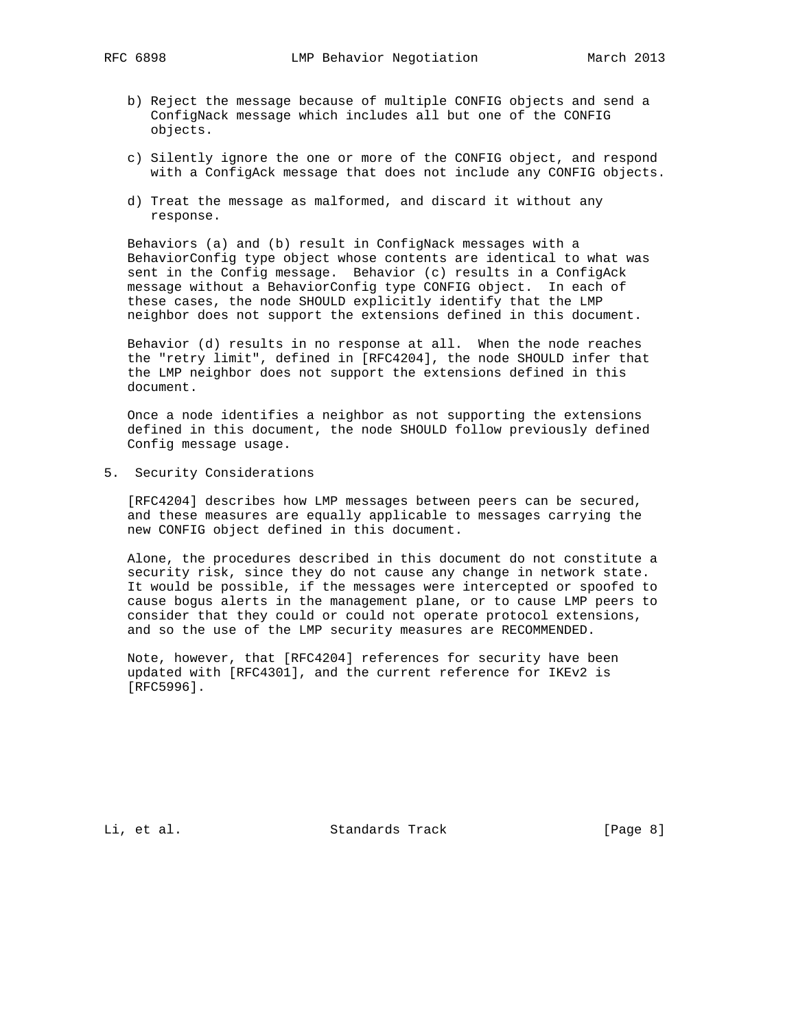b) Reject the message because of multiple CONFIG objects and send a ConfigNack message which includes all but one of the CONFIG objects.

c) Silently ignore the one or more of the CONFIG object, and respond with a ConfigAck message that does not include any CONFIG objects.

d) Treat the message as malformed, and discard it without any response.

Behaviors (a) and (b) result in ConfigNack messages with a BehaviorConfig type object whose contents are identical to what was sent in the Config message. Behavior (c) results in a ConfigAck message without a BehaviorConfig type CONFIG object. In each of these cases, the node SHOULD explicitly identify that the LMP neighbor does not support the extensions defined in this document.

Behavior (d) results in no response at all. When the node reaches the "retry limit", defined in [RFC4204], the node SHOULD infer that the LMP neighbor does not support the extensions defined in this document.

Once a node identifies a neighbor as not supporting the extensions defined in this document, the node SHOULD follow previously defined Config message usage.

## 5. Security Considerations

[RFC4204] describes how LMP messages between peers can be secured, and these measures are equally applicable to messages carrying the new CONFIG object defined in this document.

Alone, the procedures described in this document do not constitute a security risk, since they do not cause any change in network state. It would be possible, if the messages were intercepted or spoofed to cause bogus alerts in the management plane, or to cause LMP peers to consider that they could or could not operate protocol extensions, and so the use of the LMP security measures are RECOMMENDED.

Note, however, that [RFC4204] references for security have been updated with [RFC4301], and the current reference for IKEv2 is [RFC5996].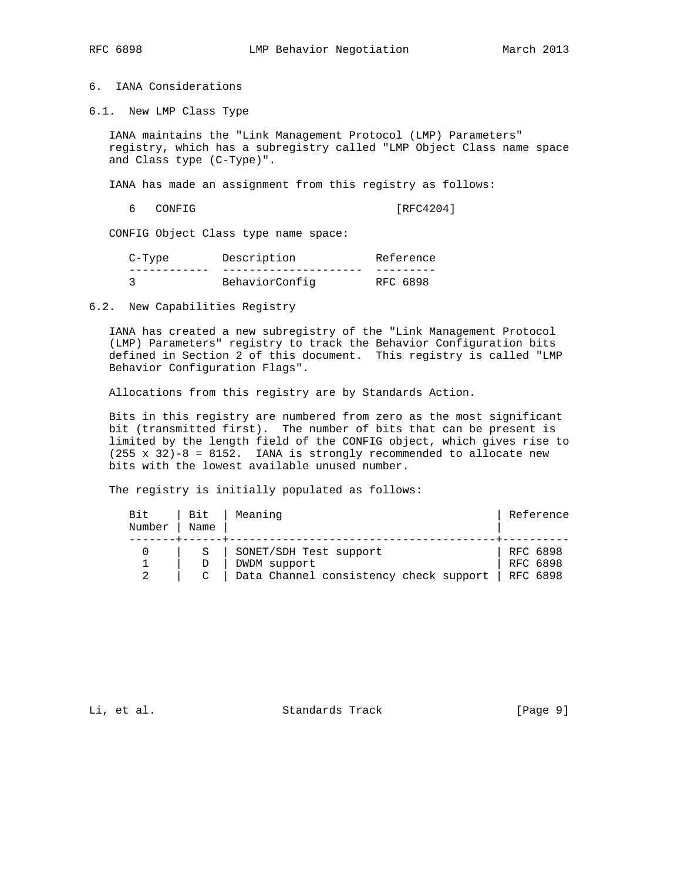## 6. IANA Considerations

### 6.1. New LMP Class Type

IANA maintains the "Link Management Protocol (LMP) Parameters" registry, which has a subregistry called "LMP Object Class name space and Class type (C-Type)".

IANA has made an assignment from this registry as follows:

```
6   CONFIG                            [RFC4204]
```

CONFIG Object Class type name space:

| C-Type | Description | Reference |
| --- | --- | --- |
| 3 | BehaviorConfig | RFC 6898 |

### 6.2. New Capabilities Registry

IANA has created a new subregistry of the "Link Management Protocol (LMP) Parameters" registry to track the Behavior Configuration bits defined in Section 2 of this document. This registry is called "LMP Behavior Configuration Flags".

Allocations from this registry are by Standards Action.

Bits in this registry are numbered from zero as the most significant bit (transmitted first). The number of bits that can be present is limited by the length field of the CONFIG object, which gives rise to (255 x 32)-8 = 8152. IANA is strongly recommended to allocate new bits with the lowest available unused number.

The registry is initially populated as follows:

| Bit Number | Bit Name | Meaning | Reference |
| --- | --- | --- | --- |
| 0 | S | SONET/SDH Test support | RFC 6898 |
| 1 | D | DWDM support | RFC 6898 |
| 2 | C | Data Channel consistency check support | RFC 6898 |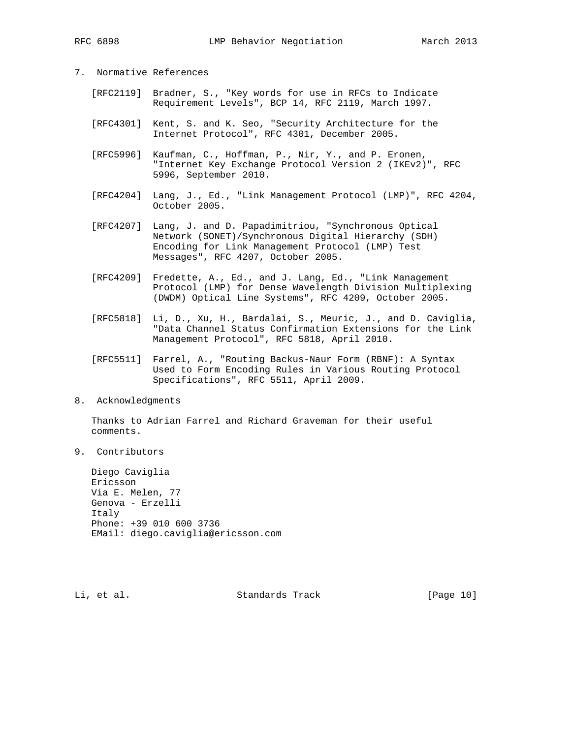## 7. Normative References

[RFC2119] Bradner, S., "Key words for use in RFCs to Indicate Requirement Levels", BCP 14, RFC 2119, March 1997.

[RFC4301] Kent, S. and K. Seo, "Security Architecture for the Internet Protocol", RFC 4301, December 2005.

[RFC5996] Kaufman, C., Hoffman, P., Nir, Y., and P. Eronen, "Internet Key Exchange Protocol Version 2 (IKEv2)", RFC 5996, September 2010.

[RFC4204] Lang, J., Ed., "Link Management Protocol (LMP)", RFC 4204, October 2005.

[RFC4207] Lang, J. and D. Papadimitriou, "Synchronous Optical Network (SONET)/Synchronous Digital Hierarchy (SDH) Encoding for Link Management Protocol (LMP) Test Messages", RFC 4207, October 2005.

[RFC4209] Fredette, A., Ed., and J. Lang, Ed., "Link Management Protocol (LMP) for Dense Wavelength Division Multiplexing (DWDM) Optical Line Systems", RFC 4209, October 2005.

[RFC5818] Li, D., Xu, H., Bardalai, S., Meuric, J., and D. Caviglia, "Data Channel Status Confirmation Extensions for the Link Management Protocol", RFC 5818, April 2010.

[RFC5511] Farrel, A., "Routing Backus-Naur Form (RBNF): A Syntax Used to Form Encoding Rules in Various Routing Protocol Specifications", RFC 5511, April 2009.

## 8. Acknowledgments

Thanks to Adrian Farrel and Richard Graveman for their useful comments.

## 9. Contributors

Diego Caviglia
Ericsson
Via E. Melen, 77
Genova - Erzelli
Italy
Phone: +39 010 600 3736
EMail: diego.caviglia@ericsson.com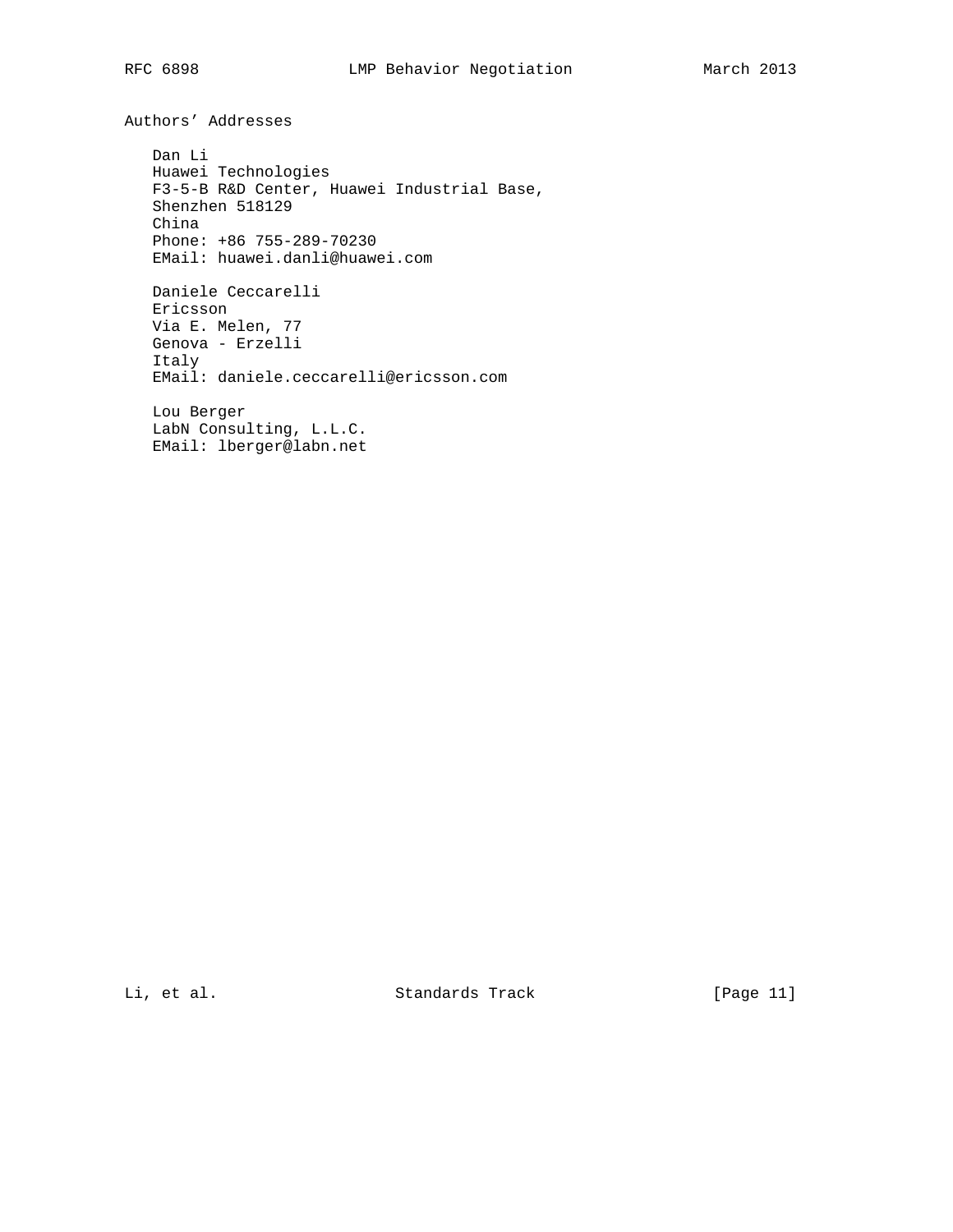## Authors' Addresses

Dan Li
Huawei Technologies
F3-5-B R&D Center, Huawei Industrial Base,
Shenzhen 518129
China
Phone: +86 755-289-70230
EMail: huawei.danli@huawei.com

Daniele Ceccarelli
Ericsson
Via E. Melen, 77
Genova - Erzelli
Italy
EMail: daniele.ceccarelli@ericsson.com

Lou Berger
LabN Consulting, L.L.C.
EMail: lberger@labn.net